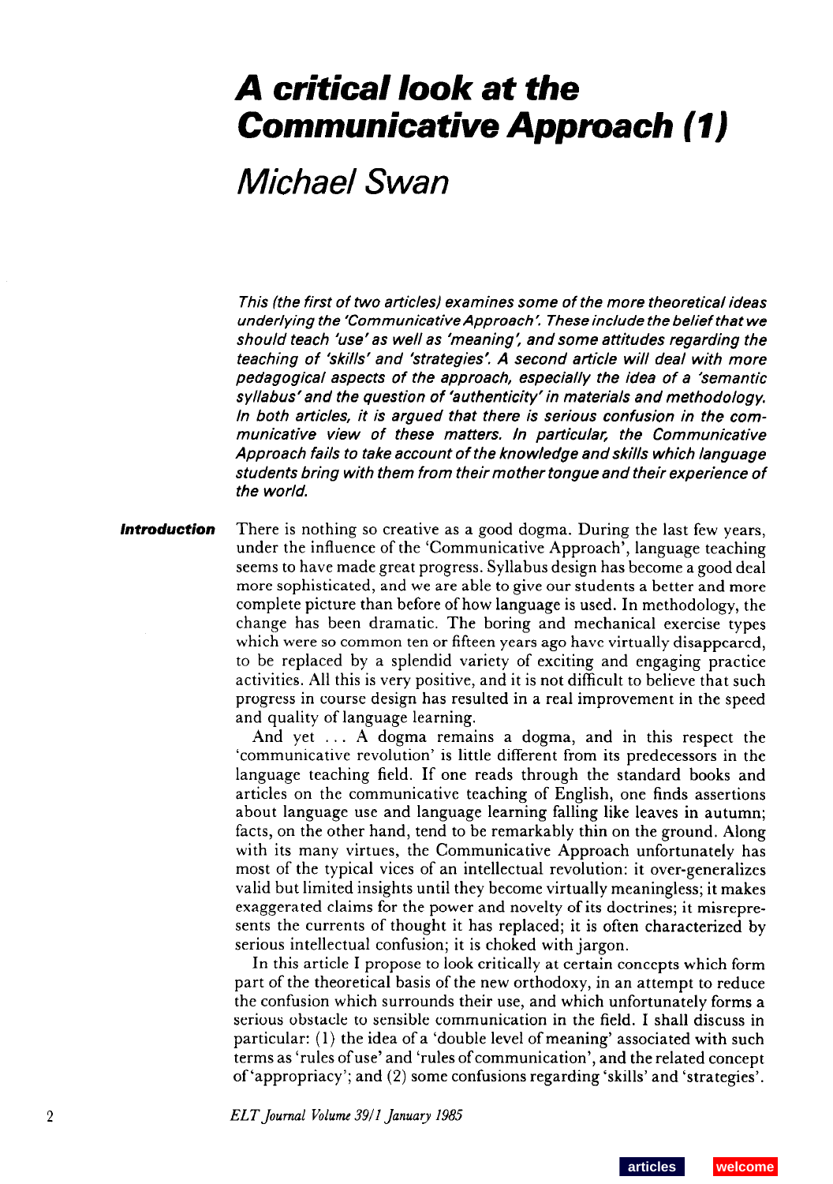# A critical look at the Communicative Approach (1)

## Michael Swan

*This (the first of two articles) examines some of the more theoretical ideas underlying the 'Communicative Approach'. These include the belief that we should teach 'use' as well as 'meaning', and some attitudes regarding the teaching of 'skills' and 'strategies'. A second article will deal with more pedagogical aspects of the approach, especially the idea of a 'semantic syllabus' and the question of 'authenticity' in materials and methodology. In both articles, it is argued that there is serious confusion in the communicative view of these matters. In particular, the Communicative Approach fails to take account of the knowledge and skills which language students bring with them from their mother tongue and their experience of the world.*

### Introduction

There is nothing so creative as a good dogma. During the last few years, under the influence of the 'Communicative Approach', language teaching seems to have made great progress. Syllabus design has become a good deal more sophisticated, and we are able to give our students a better and more complete picture than before of how language is used. In methodology, the change has been dramatic. The boring and mechanical exercise types which were so common ten or fifteen years ago have virtually disappeared, to be replaced by a splendid variety of exciting and engaging practice activities. All this is very positive, and it is not difficult to believe that such progress in course design has resulted in a real improvement in the speed and quality of language learning.

And yet ... A dogma remains a dogma, and in this respect the 'communicative revolution' is little different from its predecessors in the language teaching field. If one reads through the standard books and articles on the communicative teaching of English, one finds assertions about language use and language learning falling like leaves in autumn; facts, on the other hand, tend to be remarkably thin on the ground. Along with its many virtues, the Communicative Approach unfortunately has most of the typical vices of an intellectual revolution: it over-generalizes valid but limited insights until they become virtually meaningless; it makes exaggerated claims for the power and novelty of its doctrines; it misrepresents the currents of thought it has replaced; it is often characterized by serious intellectual confusion; it is choked with jargon.

In this article I propose to look critically at certain concepts which form part of the theoretical basis of the new orthodoxy, in an attempt to reduce the confusion which surrounds their use, and which unfortunately forms a serious obstacle to sensible communication in the field. I shall discuss in particular: (1) the idea of a 'double level of meaning' associated with such terms as 'rules of use' and 'rules of communication', and the related concept of 'appropriacy'; and (2) some confusions regarding 'skills' and 'strategies'.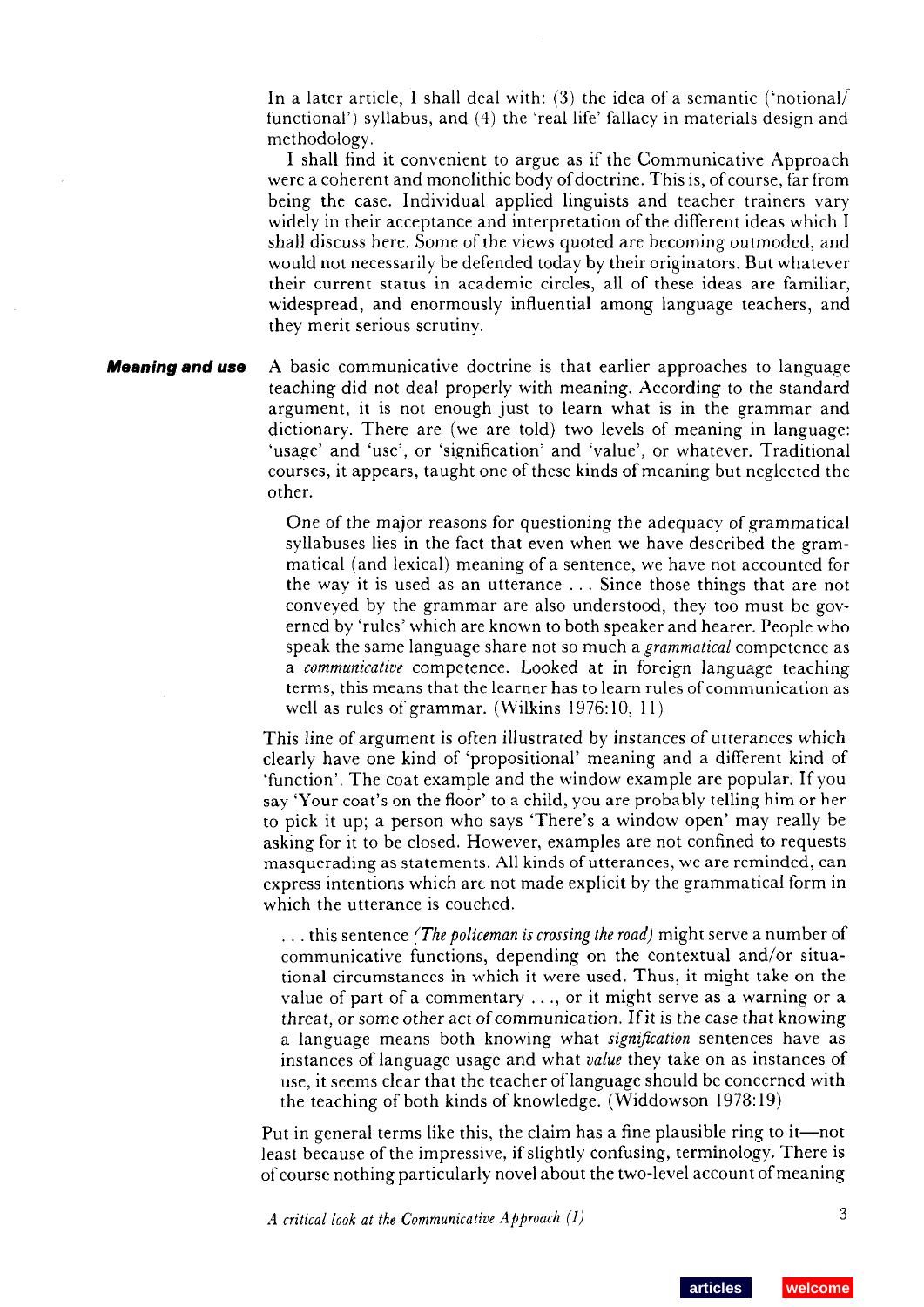In a later article, I shall deal with: (3) the idea of a semantic ('notional/functional') syllabus, and (4) the 'real life' fallacy in materials design and methodology.

I shall find it convenient to argue as if the Communicative Approach were a coherent and monolithic body of doctrine. This is, of course, far from being the case. Individual applied linguists and teacher trainers vary widely in their acceptance and interpretation of the different ideas which I shall discuss here. Some of the views quoted are becoming outmoded, and would not necessarily be defended today by their originators. But whatever their current status in academic circles, all of these ideas are familiar, widespread, and enormously influential among language teachers, and they merit serious scrutiny.

## Meaning and use

A basic communicative doctrine is that earlier approaches to language teaching did not deal properly with meaning. According to the standard argument, it is not enough just to learn what is in the grammar and dictionary. There are (we are told) two levels of meaning in language: 'usage' and 'use', or 'signification' and 'value', or whatever. Traditional courses, it appears, taught one of these kinds of meaning but neglected the other.

> One of the major reasons for questioning the adequacy of grammatical syllabuses lies in the fact that even when we have described the grammatical (and lexical) meaning of a sentence, we have not accounted for the way it is used as an utterance . . . Since those things that are not conveyed by the grammar are also understood, they too must be governed by 'rules' which are known to both speaker and hearer. People who speak the same language share not so much a *grammatical* competence as a *communicative* competence. Looked at in foreign language teaching terms, this means that the learner has to learn rules of communication as well as rules of grammar. (Wilkins 1976:10, 11)

This line of argument is often illustrated by instances of utterances which clearly have one kind of 'propositional' meaning and a different kind of 'function'. The coat example and the window example are popular. If you say 'Your coat's on the floor' to a child, you are probably telling him or her to pick it up; a person who says 'There's a window open' may really be asking for it to be closed. However, examples are not confined to requests masquerading as statements. All kinds of utterances, we are reminded, can express intentions which are not made explicit by the grammatical form in which the utterance is couched.

> . . . this sentence *(The policeman is crossing the road)* might serve a number of communicative functions, depending on the contextual and/or situational circumstances in which it were used. Thus, it might take on the value of part of a commentary . . ., or it might serve as a warning or a threat, or some other act of communication. If it is the case that knowing a language means both knowing what *signification* sentences have as instances of language usage and what *value* they take on as instances of use, it seems clear that the teacher of language should be concerned with the teaching of both kinds of knowledge. (Widdowson 1978:19)

Put in general terms like this, the claim has a fine plausible ring to it—not least because of the impressive, if slightly confusing, terminology. There is of course nothing particularly novel about the two-level account of meaning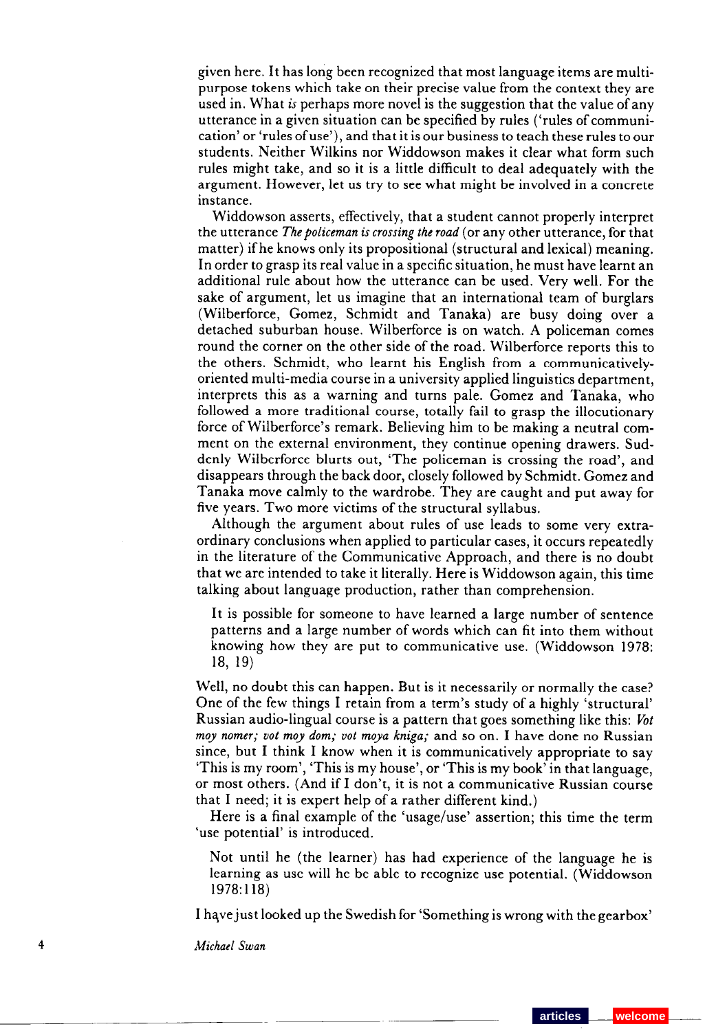given here. It has long been recognized that most language items are multi-purpose tokens which take on their precise value from the context they are used in. What *is* perhaps more novel is the suggestion that the value of any utterance in a given situation can be specified by rules ('rules of communication' or 'rules of use'), and that it is our business to teach these rules to our students. Neither Wilkins nor Widdowson makes it clear what form such rules might take, and so it is a little difficult to deal adequately with the argument. However, let us try to see what might be involved in a concrete instance.

Widdowson asserts, effectively, that a student cannot properly interpret the utterance *The policeman is crossing the road* (or any other utterance, for that matter) if he knows only its propositional (structural and lexical) meaning. In order to grasp its real value in a specific situation, he must have learnt an additional rule about how the utterance can be used. Very well. For the sake of argument, let us imagine that an international team of burglars (Wilberforce, Gomez, Schmidt and Tanaka) are busy doing over a detached suburban house. Wilberforce is on watch. A policeman comes round the corner on the other side of the road. Wilberforce reports this to the others. Schmidt, who learnt his English from a communicatively-oriented multi-media course in a university applied linguistics department, interprets this as a warning and turns pale. Gomez and Tanaka, who followed a more traditional course, totally fail to grasp the illocutionary force of Wilberforce's remark. Believing him to be making a neutral comment on the external environment, they continue opening drawers. Suddenly Wilberforce blurts out, 'The policeman is crossing the road', and disappears through the back door, closely followed by Schmidt. Gomez and Tanaka move calmly to the wardrobe. They are caught and put away for five years. Two more victims of the structural syllabus.

Although the argument about rules of use leads to some very extraordinary conclusions when applied to particular cases, it occurs repeatedly in the literature of the Communicative Approach, and there is no doubt that we are intended to take it literally. Here is Widdowson again, this time talking about language production, rather than comprehension.

> It is possible for someone to have learned a large number of sentence patterns and a large number of words which can fit into them without knowing how they are put to communicative use. (Widdowson 1978: 18, 19)

Well, no doubt this can happen. But is it necessarily or normally the case? One of the few things I retain from a term's study of a highly 'structural' Russian audio-lingual course is a pattern that goes something like this: *Vot moy nomer; vot moy dom; vot moya kniga;* and so on. I have done no Russian since, but I think I know when it is communicatively appropriate to say 'This is my room', 'This is my house', or 'This is my book' in that language, or most others. (And if I don't, it is not a communicative Russian course that I need; it is expert help of a rather different kind.)

Here is a final example of the 'usage/use' assertion; this time the term 'use potential' is introduced.

> Not until he (the learner) has had experience of the language he is learning as use will he be able to recognize use potential. (Widdowson 1978:118)

I have just looked up the Swedish for 'Something is wrong with the gearbox'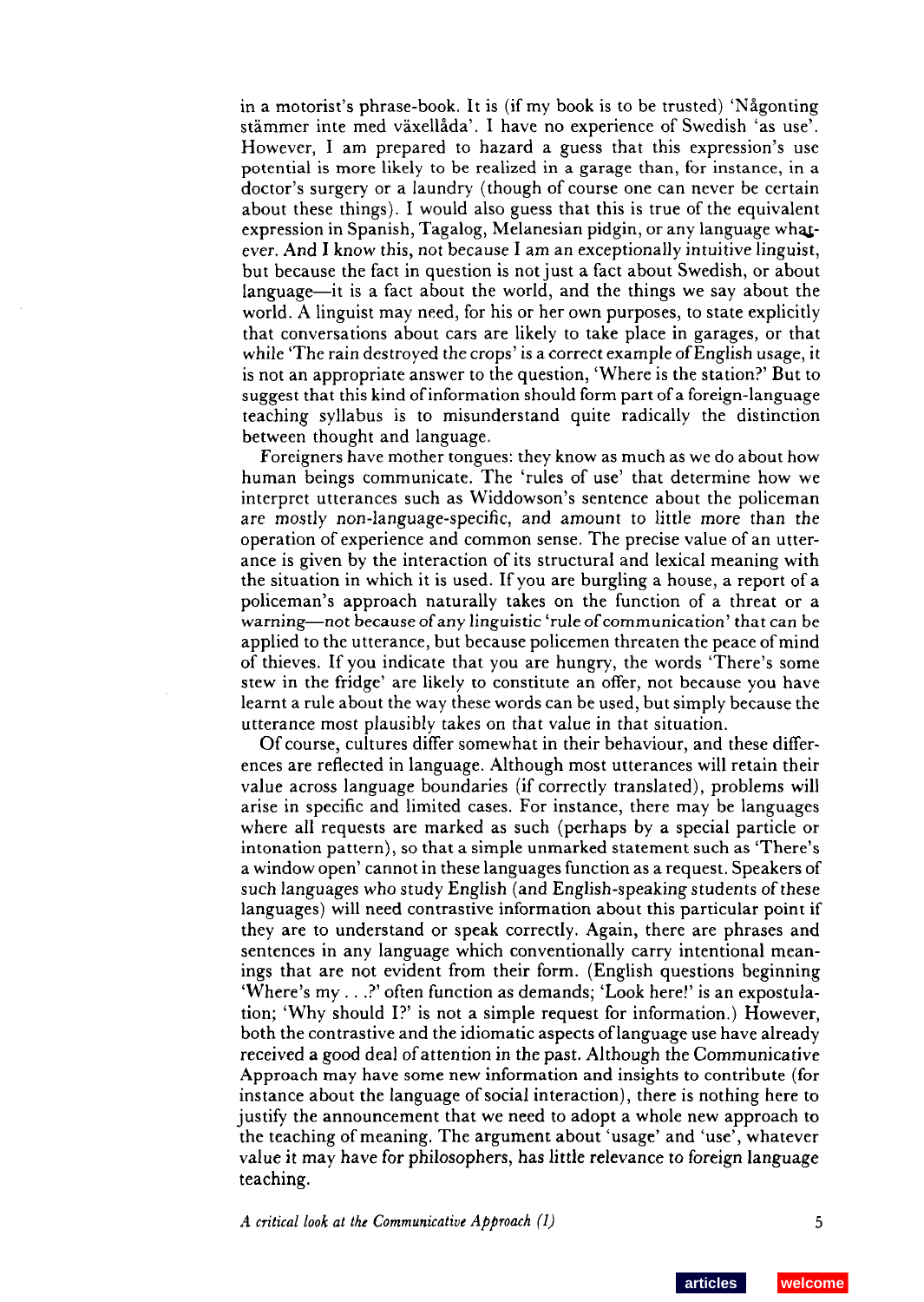in a motorist's phrase-book. It is (if my book is to be trusted) 'Någonting stämmer inte med växellåda'. I have no experience of Swedish 'as use'. However, I am prepared to hazard a guess that this expression's use potential is more likely to be realized in a garage than, for instance, in a doctor's surgery or a laundry (though of course one can never be certain about these things). I would also guess that this is true of the equivalent expression in Spanish, Tagalog, Melanesian pidgin, or any language whatever. And I know this, not because I am an exceptionally intuitive linguist, but because the fact in question is not just a fact about Swedish, or about language—it is a fact about the world, and the things we say about the world. A linguist may need, for his or her own purposes, to state explicitly that conversations about cars are likely to take place in garages, or that while 'The rain destroyed the crops' is a correct example of English usage, it is not an appropriate answer to the question, 'Where is the station?' But to suggest that this kind of information should form part of a foreign-language teaching syllabus is to misunderstand quite radically the distinction between thought and language.

Foreigners have mother tongues: they know as much as we do about how human beings communicate. The 'rules of use' that determine how we interpret utterances such as Widdowson's sentence about the policeman are mostly non-language-specific, and amount to little more than the operation of experience and common sense. The precise value of an utterance is given by the interaction of its structural and lexical meaning with the situation in which it is used. If you are burgling a house, a report of a policeman's approach naturally takes on the function of a threat or a warning—not because of any linguistic 'rule of communication' that can be applied to the utterance, but because policemen threaten the peace of mind of thieves. If you indicate that you are hungry, the words 'There's some stew in the fridge' are likely to constitute an offer, not because you have learnt a rule about the way these words can be used, but simply because the utterance most plausibly takes on that value in that situation.

Of course, cultures differ somewhat in their behaviour, and these differences are reflected in language. Although most utterances will retain their value across language boundaries (if correctly translated), problems will arise in specific and limited cases. For instance, there may be languages where all requests are marked as such (perhaps by a special particle or intonation pattern), so that a simple unmarked statement such as 'There's a window open' cannot in these languages function as a request. Speakers of such languages who study English (and English-speaking students of these languages) will need contrastive information about this particular point if they are to understand or speak correctly. Again, there are phrases and sentences in any language which conventionally carry intentional meanings that are not evident from their form. (English questions beginning 'Where's my . . .?' often function as demands; 'Look here!' is an expostulation; 'Why should I?' is not a simple request for information.) However, both the contrastive and the idiomatic aspects of language use have already received a good deal of attention in the past. Although the Communicative Approach may have some new information and insights to contribute (for instance about the language of social interaction), there is nothing here to justify the announcement that we need to adopt a whole new approach to the teaching of meaning. The argument about 'usage' and 'use', whatever value it may have for philosophers, has little relevance to foreign language teaching.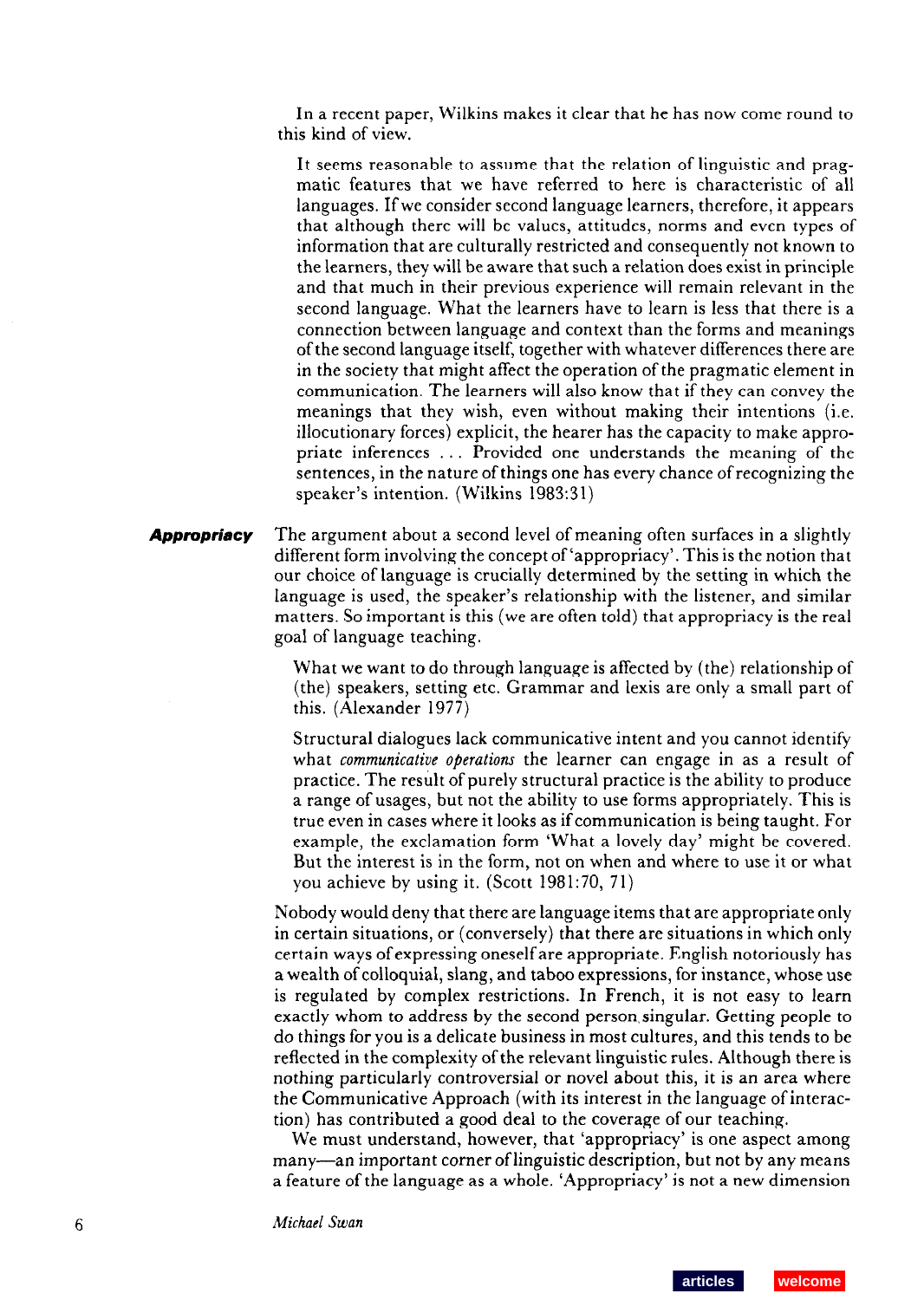In a recent paper, Wilkins makes it clear that he has now come round to this kind of view.

> It seems reasonable to assume that the relation of linguistic and pragmatic features that we have referred to here is characteristic of all languages. If we consider second language learners, therefore, it appears that although there will be values, attitudes, norms and even types of information that are culturally restricted and consequently not known to the learners, they will be aware that such a relation does exist in principle and that much in their previous experience will remain relevant in the second language. What the learners have to learn is less that there is a connection between language and context than the forms and meanings of the second language itself, together with whatever differences there are in the society that might affect the operation of the pragmatic element in communication. The learners will also know that if they can convey the meanings that they wish, even without making their intentions (i.e. illocutionary forces) explicit, the hearer has the capacity to make appropriate inferences . . . Provided one understands the meaning of the sentences, in the nature of things one has every chance of recognizing the speaker's intention. (Wilkins 1983:31)

### Appropriacy

The argument about a second level of meaning often surfaces in a slightly different form involving the concept of 'appropriacy'. This is the notion that our choice of language is crucially determined by the setting in which the language is used, the speaker's relationship with the listener, and similar matters. So important is this (we are often told) that appropriacy is the real goal of language teaching.

> What we want to do through language is affected by (the) relationship of (the) speakers, setting etc. Grammar and lexis are only a small part of this. (Alexander 1977)

> Structural dialogues lack communicative intent and you cannot identify what *communicative operations* the learner can engage in as a result of practice. The result of purely structural practice is the ability to produce a range of usages, but not the ability to use forms appropriately. This is true even in cases where it looks as if communication is being taught. For example, the exclamation form 'What a lovely day' might be covered. But the interest is in the form, not on when and where to use it or what you achieve by using it. (Scott 1981:70, 71)

Nobody would deny that there are language items that are appropriate only in certain situations, or (conversely) that there are situations in which only certain ways of expressing oneself are appropriate. English notoriously has a wealth of colloquial, slang, and taboo expressions, for instance, whose use is regulated by complex restrictions. In French, it is not easy to learn exactly whom to address by the second person singular. Getting people to do things for you is a delicate business in most cultures, and this tends to be reflected in the complexity of the relevant linguistic rules. Although there is nothing particularly controversial or novel about this, it is an area where the Communicative Approach (with its interest in the language of interaction) has contributed a good deal to the coverage of our teaching.

We must understand, however, that 'appropriacy' is one aspect among many—an important corner of linguistic description, but not by any means a feature of the language as a whole. 'Appropriacy' is not a new dimension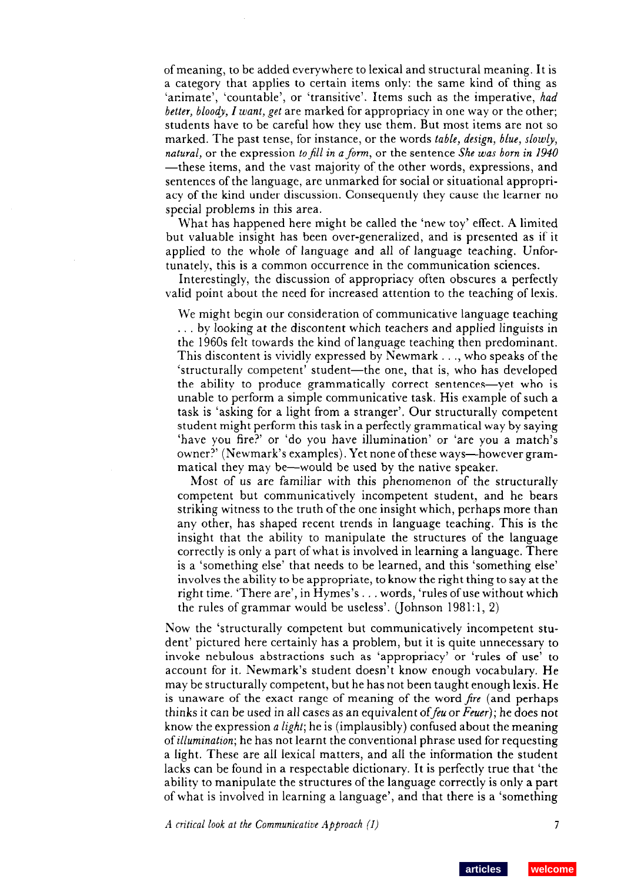of meaning, to be added everywhere to lexical and structural meaning. It is a category that applies to certain items only: the same kind of thing as 'animate', 'countable', or 'transitive'. Items such as the imperative, *had better, bloody, I want, get* are marked for appropriacy in one way or the other; students have to be careful how they use them. But most items are not so marked. The past tense, for instance, or the words *table, design, blue, slowly, natural,* or the expression *to fill in a form*, or the sentence *She was born in 1940* —these items, and the vast majority of the other words, expressions, and sentences of the language, are unmarked for social or situational appropriacy of the kind under discussion. Consequently they cause the learner no special problems in this area.

What has happened here might be called the 'new toy' effect. A limited but valuable insight has been over-generalized, and is presented as if it applied to the whole of language and all of language teaching. Unfortunately, this is a common occurrence in the communication sciences.

Interestingly, the discussion of appropriacy often obscures a perfectly valid point about the need for increased attention to the teaching of lexis.

> We might begin our consideration of communicative language teaching . . . by looking at the discontent which teachers and applied linguists in the 1960s felt towards the kind of language teaching then predominant. This discontent is vividly expressed by Newmark . . ., who speaks of the 'structurally competent' student—the one, that is, who has developed the ability to produce grammatically correct sentences—yet who is unable to perform a simple communicative task. His example of such a task is 'asking for a light from a stranger'. Our structurally competent student might perform this task in a perfectly grammatical way by saying 'have you fire?' or 'do you have illumination' or 'are you a match's owner?' (Newmark's examples). Yet none of these ways—however grammatical they may be—would be used by the native speaker.
>
> Most of us are familiar with this phenomenon of the structurally competent but communicatively incompetent student, and he bears striking witness to the truth of the one insight which, perhaps more than any other, has shaped recent trends in language teaching. This is the insight that the ability to manipulate the structures of the language correctly is only a part of what is involved in learning a language. There is a 'something else' that needs to be learned, and this 'something else' involves the ability to be appropriate, to know the right thing to say at the right time. 'There are', in Hymes's . . . words, 'rules of use without which the rules of grammar would be useless'. (Johnson 1981:1, 2)

Now the 'structurally competent but communicatively incompetent student' pictured here certainly has a problem, but it is quite unnecessary to invoke nebulous abstractions such as 'appropriacy' or 'rules of use' to account for it. Newmark's student doesn't know enough vocabulary. He may be structurally competent, but he has not been taught enough lexis. He is unaware of the exact range of meaning of the word *fire* (and perhaps thinks it can be used in all cases as an equivalent of *feu* or *Feuer*); he does not know the expression *a light*; he is (implausibly) confused about the meaning of *illumination*; he has not learnt the conventional phrase used for requesting a light. These are all lexical matters, and all the information the student lacks can be found in a respectable dictionary. It is perfectly true that 'the ability to manipulate the structures of the language correctly is only a part of what is involved in learning a language', and that there is a 'something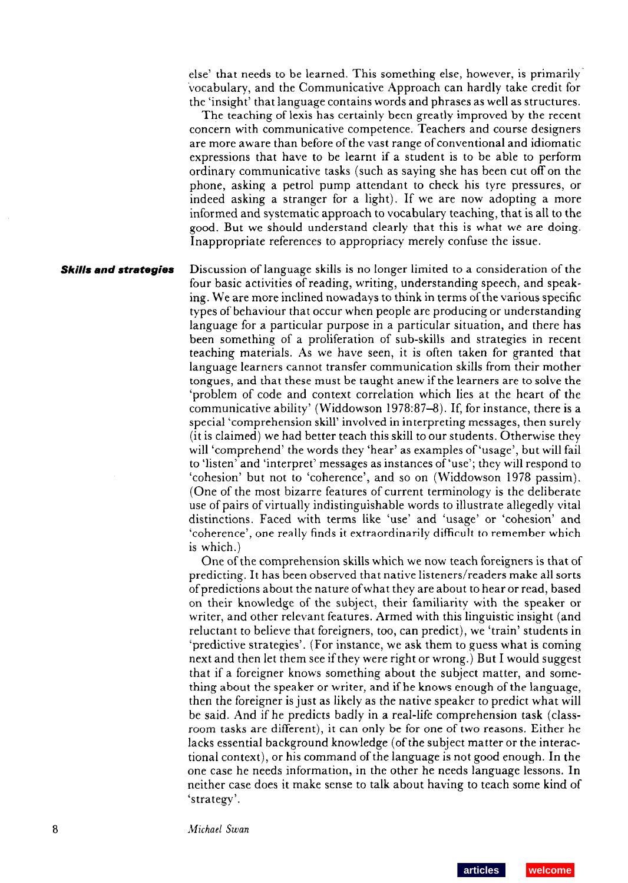else' that needs to be learned. This something else, however, is primarily vocabulary, and the Communicative Approach can hardly take credit for the 'insight' that language contains words and phrases as well as structures.

The teaching of lexis has certainly been greatly improved by the recent concern with communicative competence. Teachers and course designers are more aware than before of the vast range of conventional and idiomatic expressions that have to be learnt if a student is to be able to perform ordinary communicative tasks (such as saying she has been cut off on the phone, asking a petrol pump attendant to check his tyre pressures, or indeed asking a stranger for a light). If we are now adopting a more informed and systematic approach to vocabulary teaching, that is all to the good. But we should understand clearly that this is what we are doing. Inappropriate references to appropriacy merely confuse the issue.

## *Skills and strategies*

Discussion of language skills is no longer limited to a consideration of the four basic activities of reading, writing, understanding speech, and speaking. We are more inclined nowadays to think in terms of the various specific types of behaviour that occur when people are producing or understanding language for a particular purpose in a particular situation, and there has been something of a proliferation of sub-skills and strategies in recent teaching materials. As we have seen, it is often taken for granted that language learners cannot transfer communication skills from their mother tongues, and that these must be taught anew if the learners are to solve the 'problem of code and context correlation which lies at the heart of the communicative ability' (Widdowson 1978:87–8). If, for instance, there is a special 'comprehension skill' involved in interpreting messages, then surely (it is claimed) we had better teach this skill to our students. Otherwise they will 'comprehend' the words they 'hear' as examples of 'usage', but will fail to 'listen' and 'interpret' messages as instances of 'use'; they will respond to 'cohesion' but not to 'coherence', and so on (Widdowson 1978 passim). (One of the most bizarre features of current terminology is the deliberate use of pairs of virtually indistinguishable words to illustrate allegedly vital distinctions. Faced with terms like 'use' and 'usage' or 'cohesion' and 'coherence', one really finds it extraordinarily difficult to remember which is which.)

One of the comprehension skills which we now teach foreigners is that of predicting. It has been observed that native listeners/readers make all sorts of predictions about the nature of what they are about to hear or read, based on their knowledge of the subject, their familiarity with the speaker or writer, and other relevant features. Armed with this linguistic insight (and reluctant to believe that foreigners, too, can predict), we 'train' students in 'predictive strategies'. (For instance, we ask them to guess what is coming next and then let them see if they were right or wrong.) But I would suggest that if a foreigner knows something about the subject matter, and something about the speaker or writer, and if he knows enough of the language, then the foreigner is just as likely as the native speaker to predict what will be said. And if he predicts badly in a real-life comprehension task (classroom tasks are different), it can only be for one of two reasons. Either he lacks essential background knowledge (of the subject matter or the interactional context), or his command of the language is not good enough. In the one case he needs information, in the other he needs language lessons. In neither case does it make sense to talk about having to teach some kind of 'strategy'.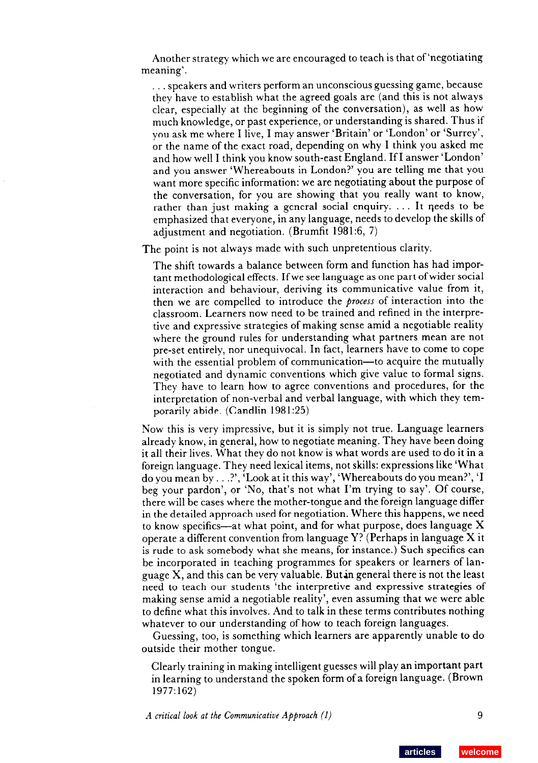Another strategy which we are encouraged to teach is that of 'negotiating meaning'.

> . . . speakers and writers perform an unconscious guessing game, because they have to establish what the agreed goals are (and this is not always clear, especially at the beginning of the conversation), as well as how much knowledge, or past experience, or understanding is shared. Thus if you ask me where I live, I may answer 'Britain' or 'London' or 'Surrey', or the name of the exact road, depending on why I think you asked me and how well I think you know south-east England. If I answer 'London' and you answer 'Whereabouts in London?' you are telling me that you want more specific information: we are negotiating about the purpose of the conversation, for you are showing that you really want to know, rather than just making a general social enquiry. . . . It needs to be emphasized that everyone, in any language, needs to develop the skills of adjustment and negotiation. (Brumfit 1981:6, 7)

The point is not always made with such unpretentious clarity.

> The shift towards a balance between form and function has had important methodological effects. If we see language as one part of wider social interaction and behaviour, deriving its communicative value from it, then we are compelled to introduce the *process* of interaction into the classroom. Learners now need to be trained and refined in the interpretive and expressive strategies of making sense amid a negotiable reality where the ground rules for understanding what partners mean are not pre-set entirely, nor unequivocal. In fact, learners have to come to cope with the essential problem of communication—to acquire the mutually negotiated and dynamic conventions which give value to formal signs. They have to learn how to agree conventions and procedures, for the interpretation of non-verbal and verbal language, with which they temporarily abide. (Candlin 1981:25)

Now this is very impressive, but it is simply not true. Language learners already know, in general, how to negotiate meaning. They have been doing it all their lives. What they do not know is what words are used to do it in a foreign language. They need lexical items, not skills: expressions like 'What do you mean by . . .?', 'Look at it this way', 'Whereabouts do you mean?', 'I beg your pardon', or 'No, that's not what I'm trying to say'. Of course, there will be cases where the mother-tongue and the foreign language differ in the detailed approach used for negotiation. Where this happens, we need to know specifics—at what point, and for what purpose, does language X operate a different convention from language Y? (Perhaps in language X it is rude to ask somebody what she means, for instance.) Such specifics can be incorporated in teaching programmes for speakers or learners of language X, and this can be very valuable. But in general there is not the least need to teach our students 'the interpretive and expressive strategies of making sense amid a negotiable reality', even assuming that we were able to define what this involves. And to talk in these terms contributes nothing whatever to our understanding of how to teach foreign languages.

Guessing, too, is something which learners are apparently unable to do outside their mother tongue.

> Clearly training in making intelligent guesses will play an important part in learning to understand the spoken form of a foreign language. (Brown 1977:162)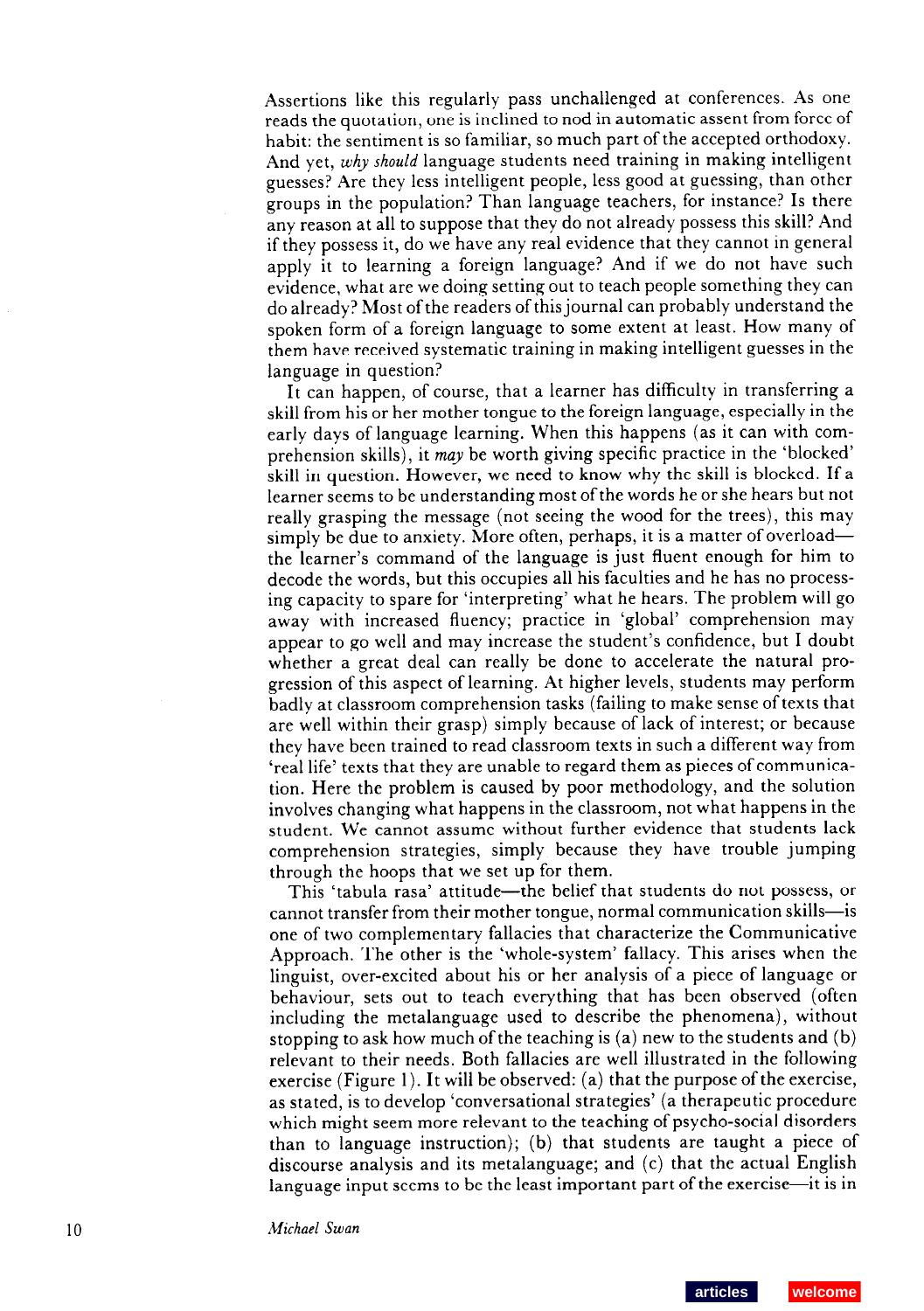Assertions like this regularly pass unchallenged at conferences. As one reads the quotation, one is inclined to nod in automatic assent from force of habit: the sentiment is so familiar, so much part of the accepted orthodoxy. And yet, *why should* language students need training in making intelligent guesses? Are they less intelligent people, less good at guessing, than other groups in the population? Than language teachers, for instance? Is there any reason at all to suppose that they do not already possess this skill? And if they possess it, do we have any real evidence that they cannot in general apply it to learning a foreign language? And if we do not have such evidence, what are we doing setting out to teach people something they can do already? Most of the readers of this journal can probably understand the spoken form of a foreign language to some extent at least. How many of them have received systematic training in making intelligent guesses in the language in question?

It can happen, of course, that a learner has difficulty in transferring a skill from his or her mother tongue to the foreign language, especially in the early days of language learning. When this happens (as it can with comprehension skills), it *may* be worth giving specific practice in the 'blocked' skill in question. However, we need to know why the skill is blocked. If a learner seems to be understanding most of the words he or she hears but not really grasping the message (not seeing the wood for the trees), this may simply be due to anxiety. More often, perhaps, it is a matter of overload—the learner's command of the language is just fluent enough for him to decode the words, but this occupies all his faculties and he has no processing capacity to spare for 'interpreting' what he hears. The problem will go away with increased fluency; practice in 'global' comprehension may appear to go well and may increase the student's confidence, but I doubt whether a great deal can really be done to accelerate the natural progression of this aspect of learning. At higher levels, students may perform badly at classroom comprehension tasks (failing to make sense of texts that are well within their grasp) simply because of lack of interest; or because they have been trained to read classroom texts in such a different way from 'real life' texts that they are unable to regard them as pieces of communication. Here the problem is caused by poor methodology, and the solution involves changing what happens in the classroom, not what happens in the student. We cannot assume without further evidence that students lack comprehension strategies, simply because they have trouble jumping through the hoops that we set up for them.

This 'tabula rasa' attitude—the belief that students do not possess, or cannot transfer from their mother tongue, normal communication skills—is one of two complementary fallacies that characterize the Communicative Approach. The other is the 'whole-system' fallacy. This arises when the linguist, over-excited about his or her analysis of a piece of language or behaviour, sets out to teach everything that has been observed (often including the metalanguage used to describe the phenomena), without stopping to ask how much of the teaching is (a) new to the students and (b) relevant to their needs. Both fallacies are well illustrated in the following exercise (Figure 1). It will be observed: (a) that the purpose of the exercise, as stated, is to develop 'conversational strategies' (a therapeutic procedure which might seem more relevant to the teaching of psycho-social disorders than to language instruction); (b) that students are taught a piece of discourse analysis and its metalanguage; and (c) that the actual English language input seems to be the least important part of the exercise—it is in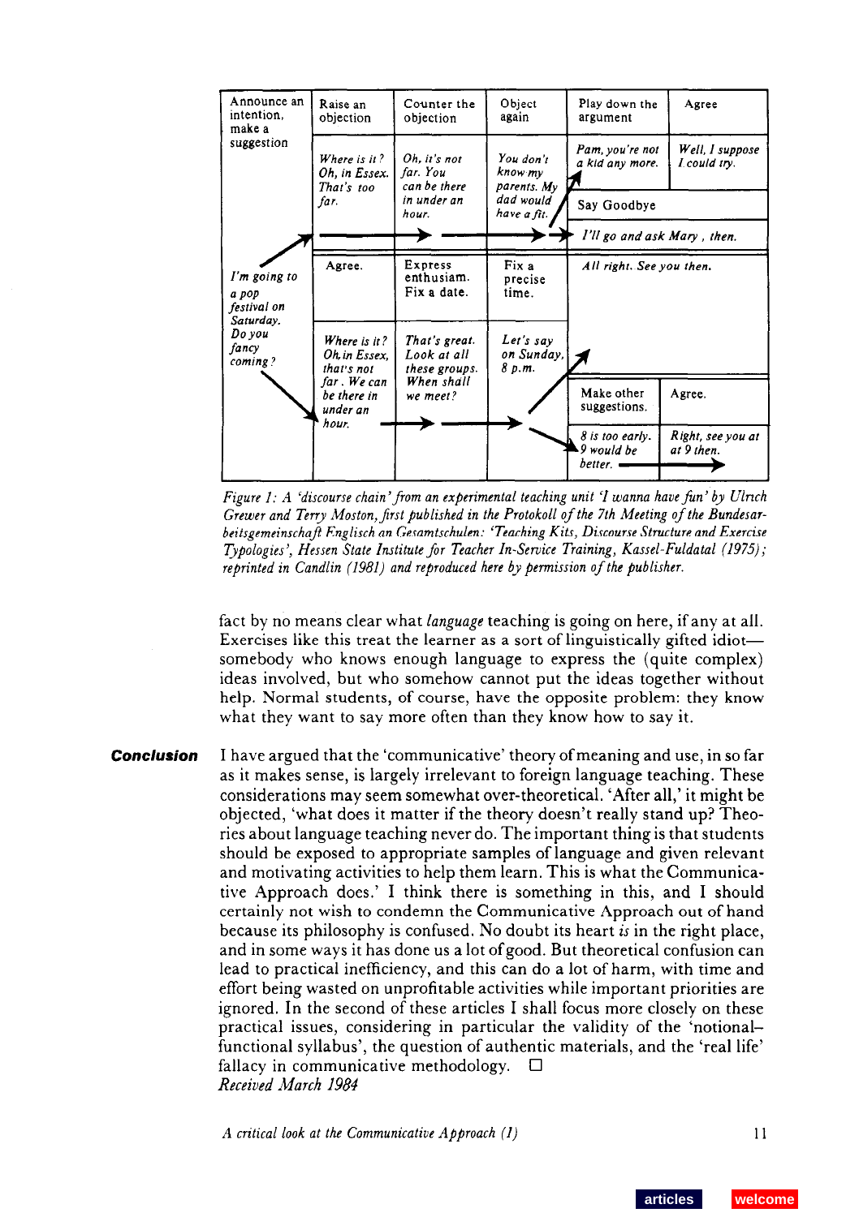| Announce an intention, make a suggestion | Raise an objection | Counter the objection | Object again | Play down the argument | Agree |
|---|---|---|---|---|---|
| | *Where is it? Oh, in Essex. That's too far.* | *Oh, it's not far. You can be there in under an hour.* | *You don't know my parents. My dad would have a fit.* | *Pam, you're not a kid any more.* | *Well, I suppose I could try.* |
| | | | | Say Goodbye | |
| | | | | *I'll go and ask Mary, then.* | |
| *I'm going to a pop festival on Saturday. Do you fancy coming?* | Agree. | Express enthusiasm. Fix a date. | Fix a precise time. | *All right. See you then.* | |
| | *Where is it? Oh, in Essex, that's not far. We can be there in under an hour.* | *That's great. Look at all these groups. When shall we meet?* | *Let's say on Sunday, 8 p.m.* | | |
| | | | | Make other suggestions. | Agree. |
| | | | | *8 is too early. 9 would be better.* | *Right, see you at at 9 then.* |

*Figure 1: A 'discourse chain' from an experimental teaching unit 'I wanna have fun' by Ulrich Grewer and Terry Moston, first published in the Protokoll of the 7th Meeting of the Bundesarbeitsgemeinschaft Englisch an Gesamtschulen: 'Teaching Kits, Discourse Structure and Exercise Typologies', Hessen State Institute for Teacher In-Service Training, Kassel-Fuldatal (1975); reprinted in Candlin (1981) and reproduced here by permission of the publisher.*

fact by no means clear what *language* teaching is going on here, if any at all. Exercises like this treat the learner as a sort of linguistically gifted idiot—somebody who knows enough language to express the (quite complex) ideas involved, but who somehow cannot put the ideas together without help. Normal students, of course, have the opposite problem: they know what they want to say more often than they know how to say it.

## Conclusion

I have argued that the 'communicative' theory of meaning and use, in so far as it makes sense, is largely irrelevant to foreign language teaching. These considerations may seem somewhat over-theoretical. 'After all,' it might be objected, 'what does it matter if the theory doesn't really stand up? Theories about language teaching never do. The important thing is that students should be exposed to appropriate samples of language and given relevant and motivating activities to help them learn. This is what the Communicative Approach does.' I think there is something in this, and I should certainly not wish to condemn the Communicative Approach out of hand because its philosophy is confused. No doubt its heart *is* in the right place, and in some ways it has done us a lot of good. But theoretical confusion can lead to practical inefficiency, and this can do a lot of harm, with time and effort being wasted on unprofitable activities while important priorities are ignored. In the second of these articles I shall focus more closely on these practical issues, considering in particular the validity of the 'notional–functional syllabus', the question of authentic materials, and the 'real life' fallacy in communicative methodology. □

*Received March 1984*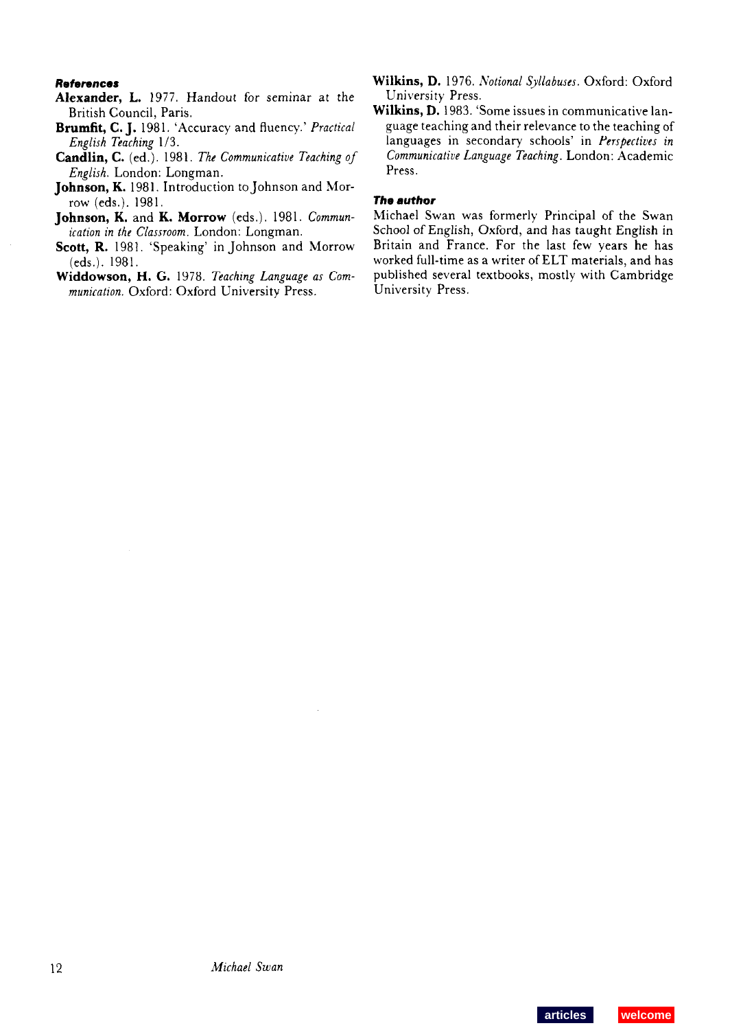### References

**Alexander, L.** 1977. Handout for seminar at the British Council, Paris.

**Brumfit, C. J.** 1981. 'Accuracy and fluency.' *Practical English Teaching* 1/3.

**Candlin, C.** (ed.). 1981. *The Communicative Teaching of English*. London: Longman.

**Johnson, K.** 1981. Introduction to Johnson and Morrow (eds.). 1981.

**Johnson, K.** and **K. Morrow** (eds.). 1981. *Communication in the Classroom*. London: Longman.

**Scott, R.** 1981. 'Speaking' in Johnson and Morrow (eds.). 1981.

**Widdowson, H. G.** 1978. *Teaching Language as Communication*. Oxford: Oxford University Press.

**Wilkins, D.** 1976. *Notional Syllabuses*. Oxford: Oxford University Press.

**Wilkins, D.** 1983. 'Some issues in communicative language teaching and their relevance to the teaching of languages in secondary schools' in *Perspectives in Communicative Language Teaching*. London: Academic Press.

### The author

Michael Swan was formerly Principal of the Swan School of English, Oxford, and has taught English in Britain and France. For the last few years he has worked full-time as a writer of ELT materials, and has published several textbooks, mostly with Cambridge University Press.